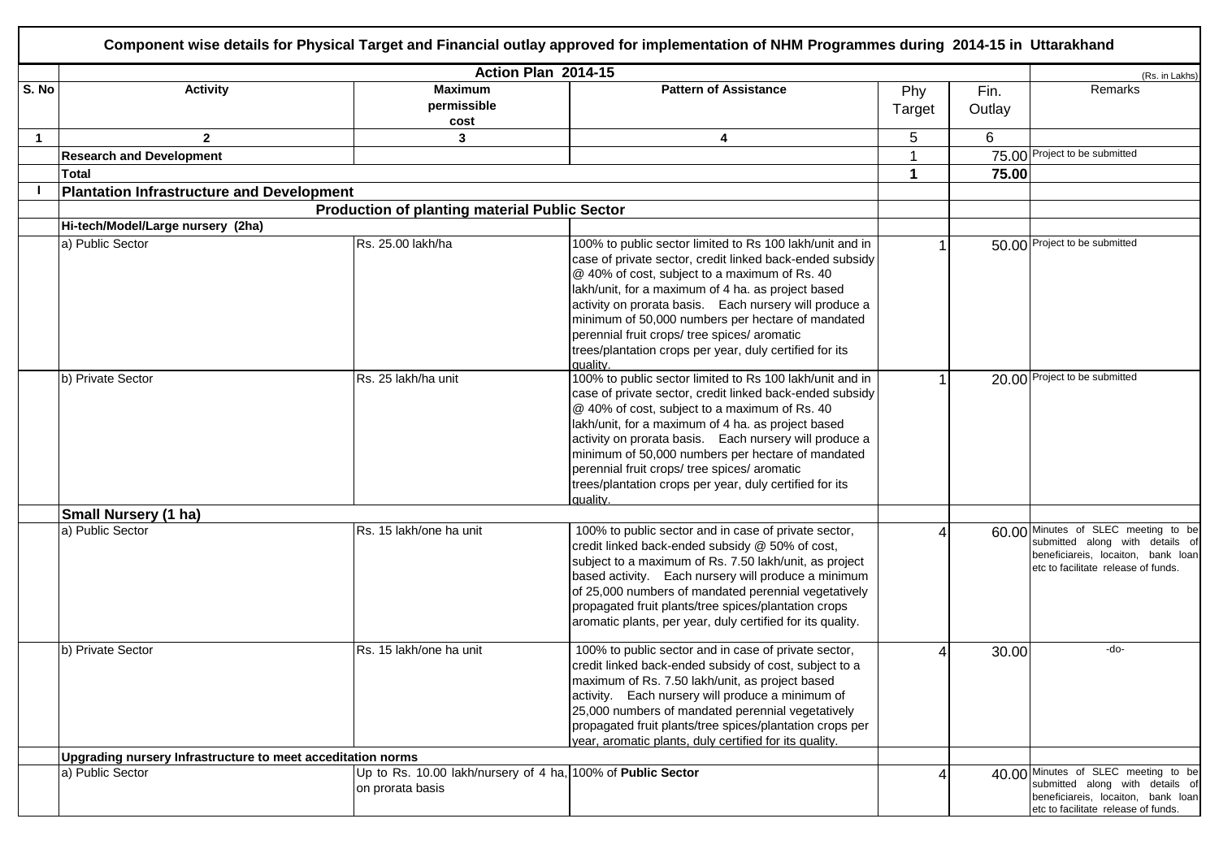**Component wise details for Physical Target and Financial outlay approved for implementation of NHM Programmes during 2014-15 in Uttarakhand**

| S. No | Action Plan 2014-15 | | | | | (Rs. in Lakhs) |
|---|---|---|---|---|---|---|
| S. No | Activity | Maximum permissible cost | Pattern of Assistance | Phy Target | Fin. Outlay | Remarks |
| 1 | 2 | 3 | 4 | 5 | 6 | |
| | **Research and Development** | | | 1 | 75.00 | Project to be submitted |
| | **Total** | | | **1** | **75.00** | |
| **I** | **Plantation Infrastructure and Development** | | | | | |
| | | **Production of planting material Public Sector** | | | | |
| | **Hi-tech/Model/Large nursery (2ha)** | | | | | |
| | a) Public Sector | Rs. 25.00 lakh/ha | 100% to public sector limited to Rs 100 lakh/unit and in case of private sector, credit linked back-ended subsidy @ 40% of cost, subject to a maximum of Rs. 40 lakh/unit, for a maximum of 4 ha. as project based activity on prorata basis. Each nursery will produce a minimum of 50,000 numbers per hectare of mandated perennial fruit crops/ tree spices/ aromatic trees/plantation crops per year, duly certified for its quality. | 1 | 50.00 | Project to be submitted |
| | b) Private Sector | Rs. 25 lakh/ha unit | 100% to public sector limited to Rs 100 lakh/unit and in case of private sector, credit linked back-ended subsidy @ 40% of cost, subject to a maximum of Rs. 40 lakh/unit, for a maximum of 4 ha. as project based activity on prorata basis. Each nursery will produce a minimum of 50,000 numbers per hectare of mandated perennial fruit crops/ tree spices/ aromatic trees/plantation crops per year, duly certified for its quality. | 1 | 20.00 | Project to be submitted |
| | **Small Nursery (1 ha)** | | | | | |
| | a) Public Sector | Rs. 15 lakh/one ha unit | 100% to public sector and in case of private sector, credit linked back-ended subsidy @ 50% of cost, subject to a maximum of Rs. 7.50 lakh/unit, as project based activity. Each nursery will produce a minimum of 25,000 numbers of mandated perennial vegetatively propagated fruit plants/tree spices/plantation crops aromatic plants, per year, duly certified for its quality. | 4 | 60.00 | Minutes of SLEC meeting to be submitted along with details of beneficiareis, locaiton, bank loan etc to facilitate release of funds. |
| | b) Private Sector | Rs. 15 lakh/one ha unit | 100% to public sector and in case of private sector, credit linked back-ended subsidy of cost, subject to a maximum of Rs. 7.50 lakh/unit, as project based activity. Each nursery will produce a minimum of 25,000 numbers of mandated perennial vegetatively propagated fruit plants/tree spices/plantation crops per year, aromatic plants, duly certified for its quality. | 4 | 30.00 | -do- |
| | **Upgrading nursery Infrastructure to meet acceditation norms** | | | | | |
| | a) Public Sector | Up to Rs. 10.00 lakh/nursery of 4 ha, on prorata basis | 100% of **Public Sector** | 4 | 40.00 | Minutes of SLEC meeting to be submitted along with details of beneficiareis, locaiton, bank loan etc to facilitate release of funds. |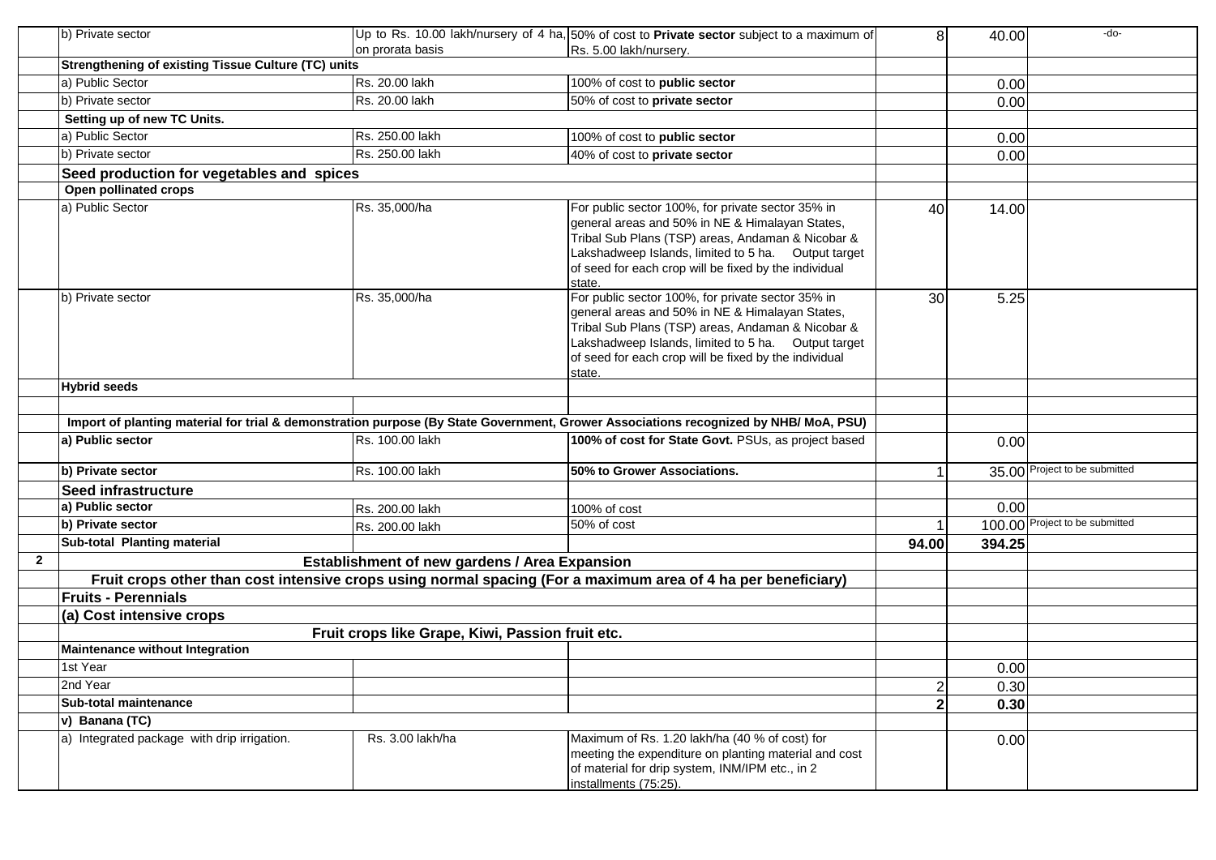| | | | | | | |
|---|---|---|---|---|---|---|
| | b) Private sector | Up to Rs. 10.00 lakh/nursery of 4 ha, on prorata basis | 50% of cost to **Private sector** subject to a maximum of Rs. 5.00 lakh/nursery. | 8 | 40.00 | -do- |
| | **Strengthening of existing Tissue Culture (TC) units** | | | | | |
| | a) Public Sector | Rs. 20.00 lakh | 100% of cost to **public sector** | | 0.00 | |
| | b) Private sector | Rs. 20.00 lakh | 50% of cost to **private sector** | | 0.00 | |
| | **Setting up of new TC Units.** | | | | | |
| | a) Public Sector | Rs. 250.00 lakh | 100% of cost to **public sector** | | 0.00 | |
| | b) Private sector | Rs. 250.00 lakh | 40% of cost to **private sector** | | 0.00 | |
| | **Seed production for vegetables and spices** | | | | | |
| | **Open pollinated crops** | | | | | |
| | a) Public Sector | Rs. 35,000/ha | For public sector 100%, for private sector 35% in general areas and 50% in NE & Himalayan States, Tribal Sub Plans (TSP) areas, Andaman & Nicobar & Lakshadweep Islands, limited to 5 ha. Output target of seed for each crop will be fixed by the individual state. | 40 | 14.00 | |
| | b) Private sector | Rs. 35,000/ha | For public sector 100%, for private sector 35% in general areas and 50% in NE & Himalayan States, Tribal Sub Plans (TSP) areas, Andaman & Nicobar & Lakshadweep Islands, limited to 5 ha. Output target of seed for each crop will be fixed by the individual state. | 30 | 5.25 | |
| | **Hybrid seeds** | | | | | |
| | | | | | | |
| | **Import of planting material for trial & demonstration purpose (By State Government, Grower Associations recognized by NHB/ MoA, PSU)** | | | | | |
| | **a) Public sector** | Rs. 100.00 lakh | **100% of cost for State Govt.** PSUs, as project based | | 0.00 | |
| | **b) Private sector** | Rs. 100.00 lakh | **50% to Grower Associations.** | 1 | 35.00 | Project to be submitted |
| | **Seed infrastructure** | | | | | |
| | **a) Public sector** | Rs. 200.00 lakh | 100% of cost | | 0.00 | |
| | **b) Private sector** | Rs. 200.00 lakh | 50% of cost | 1 | 100.00 | Project to be submitted |
| | **Sub-total Planting material** | | | **94.00** | **394.25** | |
| **2** | | **Establishment of new gardens / Area Expansion** | | | | |
| | **Fruit crops other than cost intensive crops using normal spacing (For a maximum area of 4 ha per beneficiary)** | | | | | |
| | **Fruits - Perennials** | | | | | |
| | **(a) Cost intensive crops** | | | | | |
| | | **Fruit crops like Grape, Kiwi, Passion fruit etc.** | | | | |
| | **Maintenance without Integration** | | | | | |
| | 1st Year | | | | 0.00 | |
| | 2nd Year | | | 2 | 0.30 | |
| | **Sub-total maintenance** | | | **2** | **0.30** | |
| | **v) Banana (TC)** | | | | | |
| | a) Integrated package with drip irrigation. | Rs. 3.00 lakh/ha | Maximum of Rs. 1.20 lakh/ha (40 % of cost) for meeting the expenditure on planting material and cost of material for drip system, INM/IPM etc., in 2 installments (75:25). | | 0.00 | |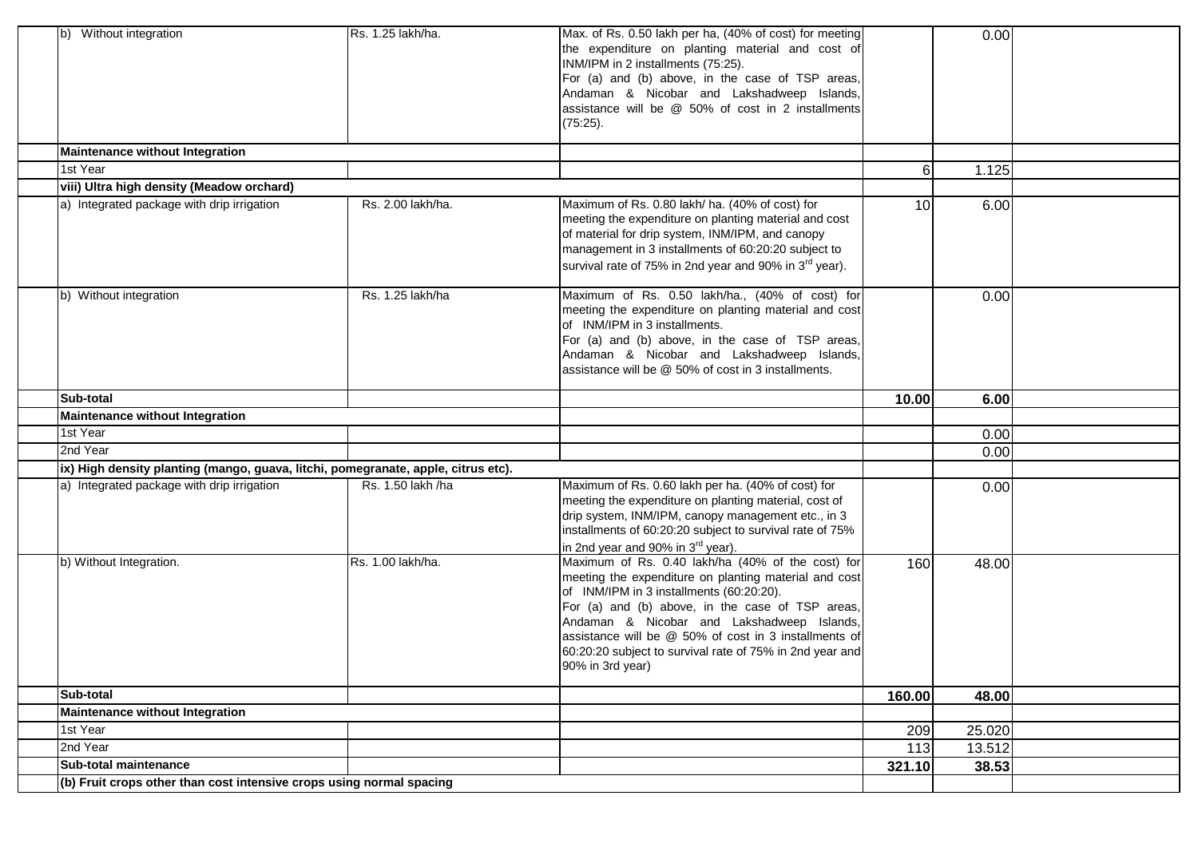| | | | | | | |
|---|---|---|---|---|---|---|
| | b) Without integration | Rs. 1.25 lakh/ha. | Max. of Rs. 0.50 lakh per ha, (40% of cost) for meeting the expenditure on planting material and cost of INM/IPM in 2 installments (75:25). For (a) and (b) above, in the case of TSP areas, Andaman & Nicobar and Lakshadweep Islands, assistance will be @ 50% of cost in 2 installments (75:25). | | 0.00 | |
| | **Maintenance without Integration** | | | | | |
| | 1st Year | | | 6 | 1.125 | |
| | **viii) Ultra high density (Meadow orchard)** | | | | | |
| | a) Integrated package with drip irrigation | Rs. 2.00 lakh/ha. | Maximum of Rs. 0.80 lakh/ ha. (40% of cost) for meeting the expenditure on planting material and cost of material for drip system, INM/IPM, and canopy management in 3 installments of 60:20:20 subject to survival rate of 75% in 2nd year and 90% in 3rd year). | 10 | 6.00 | |
| | b) Without integration | Rs. 1.25 lakh/ha | Maximum of Rs. 0.50 lakh/ha., (40% of cost) for meeting the expenditure on planting material and cost of INM/IPM in 3 installments. For (a) and (b) above, in the case of TSP areas, Andaman & Nicobar and Lakshadweep Islands, assistance will be @ 50% of cost in 3 installments. | | 0.00 | |
| | **Sub-total** | | | **10.00** | **6.00** | |
| | **Maintenance without Integration** | | | | | |
| | 1st Year | | | | 0.00 | |
| | 2nd Year | | | | 0.00 | |
| | **ix) High density planting (mango, guava, litchi, pomegranate, apple, citrus etc).** | | | | | |
| | a) Integrated package with drip irrigation | Rs. 1.50 lakh /ha | Maximum of Rs. 0.60 lakh per ha. (40% of cost) for meeting the expenditure on planting material, cost of drip system, INM/IPM, canopy management etc., in 3 installments of 60:20:20 subject to survival rate of 75% in 2nd year and 90% in 3rd year). | | 0.00 | |
| | b) Without Integration. | Rs. 1.00 lakh/ha. | Maximum of Rs. 0.40 lakh/ha (40% of the cost) for meeting the expenditure on planting material and cost of INM/IPM in 3 installments (60:20:20). For (a) and (b) above, in the case of TSP areas, Andaman & Nicobar and Lakshadweep Islands, assistance will be @ 50% of cost in 3 installments of 60:20:20 subject to survival rate of 75% in 2nd year and 90% in 3rd year) | 160 | 48.00 | |
| | **Sub-total** | | | **160.00** | **48.00** | |
| | **Maintenance without Integration** | | | | | |
| | 1st Year | | | 209 | 25.020 | |
| | 2nd Year | | | 113 | 13.512 | |
| | **Sub-total maintenance** | | | **321.10** | **38.53** | |
| | **(b) Fruit crops other than cost intensive crops using normal spacing** | | | | | |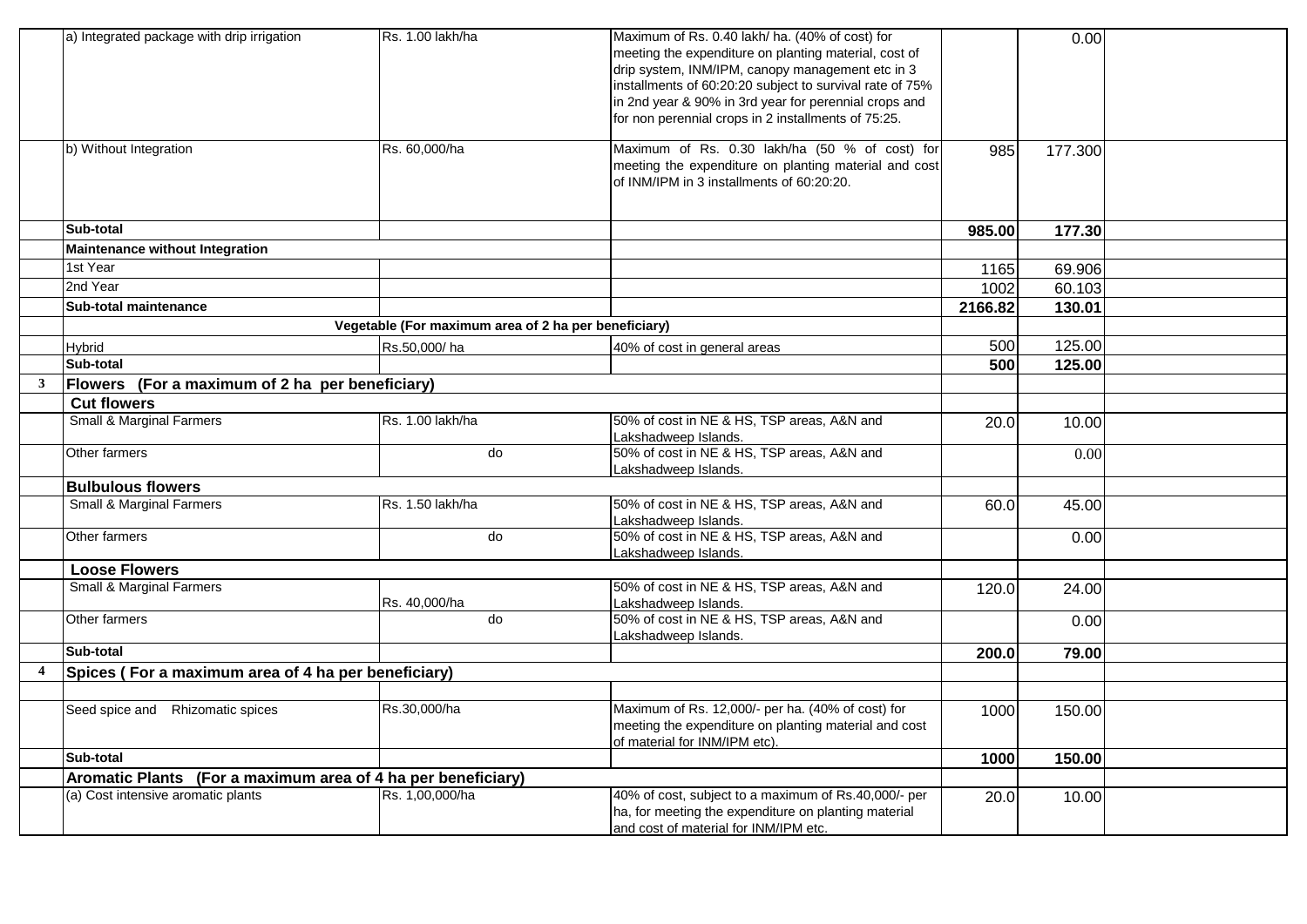| | | | | | | |
|---|---|---|---|---|---|---|
| | a) Integrated package with drip irrigation | Rs. 1.00 lakh/ha | Maximum of Rs. 0.40 lakh/ ha. (40% of cost) for meeting the expenditure on planting material, cost of drip system, INM/IPM, canopy management etc in 3 installments of 60:20:20 subject to survival rate of 75% in 2nd year & 90% in 3rd year for perennial crops and for non perennial crops in 2 installments of 75:25. | | 0.00 | |
| | b) Without Integration | Rs. 60,000/ha | Maximum of Rs. 0.30 lakh/ha (50 % of cost) for meeting the expenditure on planting material and cost of INM/IPM in 3 installments of 60:20:20. | 985 | 177.300 | |
| | **Sub-total** | | | **985.00** | **177.30** | |
| | **Maintenance without Integration** | | | | | |
| | 1st Year | | | 1165 | 69.906 | |
| | 2nd Year | | | 1002 | 60.103 | |
| | **Sub-total maintenance** | | | **2166.82** | **130.01** | |
| | | **Vegetable (For maximum area of 2 ha per beneficiary)** | | | | |
| | Hybrid | Rs.50,000/ ha | 40% of cost in general areas | 500 | 125.00 | |
| | **Sub-total** | | | **500** | **125.00** | |
| **3** | **Flowers (For a maximum of 2 ha per beneficiary)** | | | | | |
| | **Cut flowers** | | | | | |
| | Small & Marginal Farmers | Rs. 1.00 lakh/ha | 50% of cost in NE & HS, TSP areas, A&N and Lakshadweep Islands. | 20.0 | 10.00 | |
| | Other farmers | do | 50% of cost in NE & HS, TSP areas, A&N and Lakshadweep Islands. | | 0.00 | |
| | **Bulbulous flowers** | | | | | |
| | Small & Marginal Farmers | Rs. 1.50 lakh/ha | 50% of cost in NE & HS, TSP areas, A&N and Lakshadweep Islands. | 60.0 | 45.00 | |
| | Other farmers | do | 50% of cost in NE & HS, TSP areas, A&N and Lakshadweep Islands. | | 0.00 | |
| | **Loose Flowers** | | | | | |
| | Small & Marginal Farmers | Rs. 40,000/ha | 50% of cost in NE & HS, TSP areas, A&N and Lakshadweep Islands. | 120.0 | 24.00 | |
| | Other farmers | do | 50% of cost in NE & HS, TSP areas, A&N and Lakshadweep Islands. | | 0.00 | |
| | **Sub-total** | | | **200.0** | **79.00** | |
| **4** | **Spices ( For a maximum area of 4 ha per beneficiary)** | | | | | |
| | | | | | | |
| | Seed spice and Rhizomatic spices | Rs.30,000/ha | Maximum of Rs. 12,000/- per ha. (40% of cost) for meeting the expenditure on planting material and cost of material for INM/IPM etc). | 1000 | 150.00 | |
| | **Sub-total** | | | **1000** | **150.00** | |
| | **Aromatic Plants (For a maximum area of 4 ha per beneficiary)** | | | | | |
| | (a) Cost intensive aromatic plants | Rs. 1,00,000/ha | 40% of cost, subject to a maximum of Rs.40,000/- per ha, for meeting the expenditure on planting material and cost of material for INM/IPM etc. | 20.0 | 10.00 | |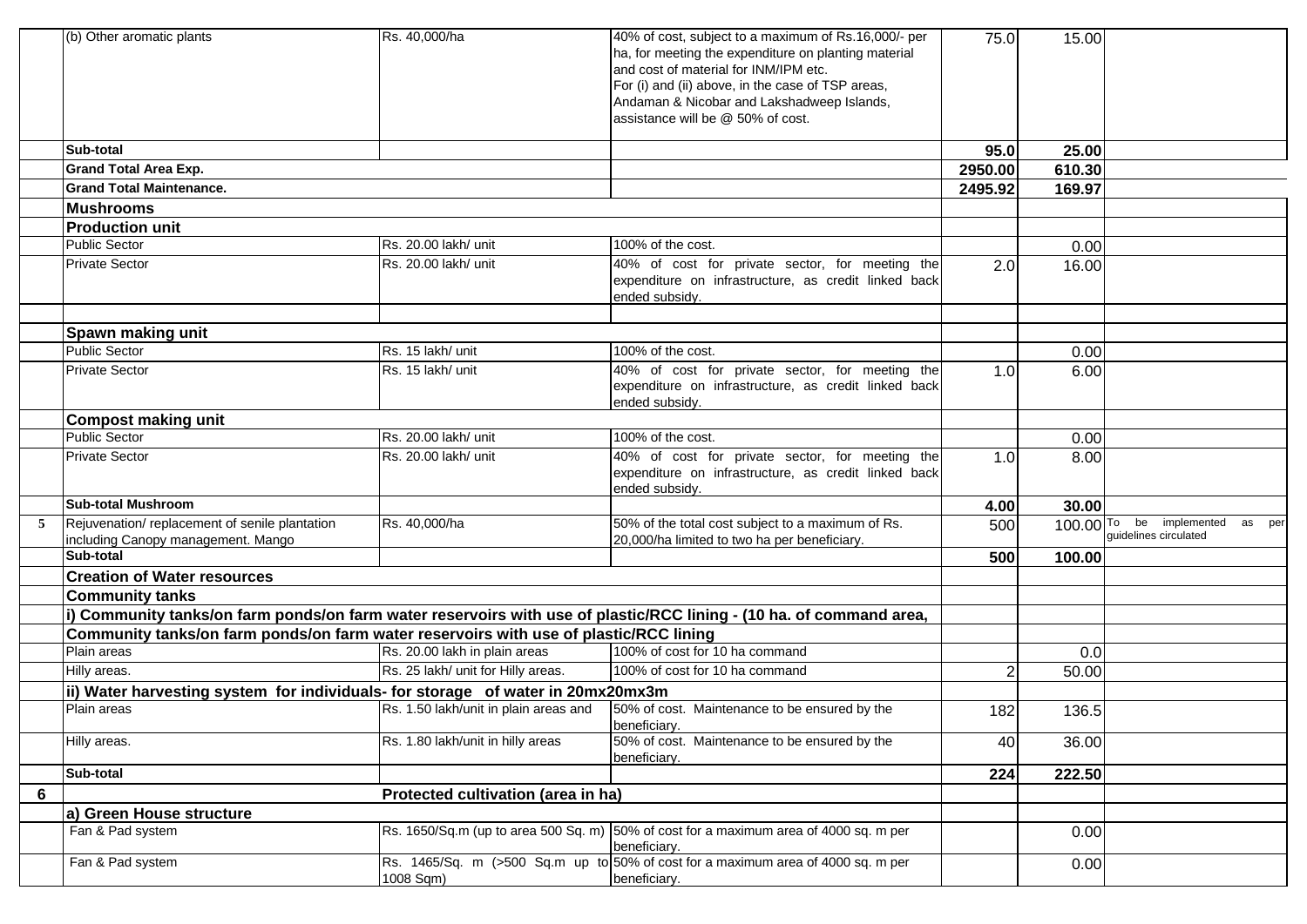| | | | | | | |
|---|---|---|---|---|---|---|
| | (b) Other aromatic plants | Rs. 40,000/ha | 40% of cost, subject to a maximum of Rs.16,000/- per ha, for meeting the expenditure on planting material and cost of material for INM/IPM etc. For (i) and (ii) above, in the case of TSP areas, Andaman & Nicobar and Lakshadweep Islands, assistance will be @ 50% of cost. | 75.0 | 15.00 | |
| | **Sub-total** | | | **95.0** | **25.00** | |
| | **Grand Total Area Exp.** | | | **2950.00** | **610.30** | |
| | **Grand Total Maintenance.** | | | **2495.92** | **169.97** | |
| | **Mushrooms** | | | | | |
| | **Production unit** | | | | | |
| | Public Sector | Rs. 20.00 lakh/ unit | 100% of the cost. | | 0.00 | |
| | Private Sector | Rs. 20.00 lakh/ unit | 40% of cost for private sector, for meeting the expenditure on infrastructure, as credit linked back ended subsidy. | 2.0 | 16.00 | |
| | | | | | | |
| | **Spawn making unit** | | | | | |
| | Public Sector | Rs. 15 lakh/ unit | 100% of the cost. | | 0.00 | |
| | Private Sector | Rs. 15 lakh/ unit | 40% of cost for private sector, for meeting the expenditure on infrastructure, as credit linked back ended subsidy. | 1.0 | 6.00 | |
| | **Compost making unit** | | | | | |
| | Public Sector | Rs. 20.00 lakh/ unit | 100% of the cost. | | 0.00 | |
| | Private Sector | Rs. 20.00 lakh/ unit | 40% of cost for private sector, for meeting the expenditure on infrastructure, as credit linked back ended subsidy. | 1.0 | 8.00 | |
| | **Sub-total Mushroom** | | | **4.00** | **30.00** | |
| 5 | Rejuvenation/ replacement of senile plantation including Canopy management. Mango | Rs. 40,000/ha | 50% of the total cost subject to a maximum of Rs. 20,000/ha limited to two ha per beneficiary. | 500 | 100.00 | To be implemented as per guidelines circulated |
| | **Sub-total** | | | **500** | **100.00** | |
| | **Creation of Water resources** | | | | | |
| | **Community tanks** | | | | | |
| | **i) Community tanks/on farm ponds/on farm water reservoirs with use of plastic/RCC lining - (10 ha. of command area,** | | | | | |
| | **Community tanks/on farm ponds/on farm water reservoirs with use of plastic/RCC lining** | | | | | |
| | Plain areas | Rs. 20.00 lakh in plain areas | 100% of cost for 10 ha command | | 0.0 | |
| | Hilly areas. | Rs. 25 lakh/ unit for Hilly areas. | 100% of cost for 10 ha command | 2 | 50.00 | |
| | **ii) Water harvesting system for individuals- for storage of water in 20mx20mx3m** | | | | | |
| | Plain areas | Rs. 1.50 lakh/unit in plain areas and | 50% of cost. Maintenance to be ensured by the beneficiary. | 182 | 136.5 | |
| | Hilly areas. | Rs. 1.80 lakh/unit in hilly areas | 50% of cost. Maintenance to be ensured by the beneficiary. | 40 | 36.00 | |
| | **Sub-total** | | | **224** | **222.50** | |
| **6** | | **Protected cultivation (area in ha)** | | | | |
| | **a) Green House structure** | | | | | |
| | Fan & Pad system | Rs. 1650/Sq.m (up to area 500 Sq. m) | 50% of cost for a maximum area of 4000 sq. m per beneficiary. | | 0.00 | |
| | Fan & Pad system | Rs. 1465/Sq. m (>500 Sq.m up to 1008 Sqm) | 50% of cost for a maximum area of 4000 sq. m per beneficiary. | | 0.00 | |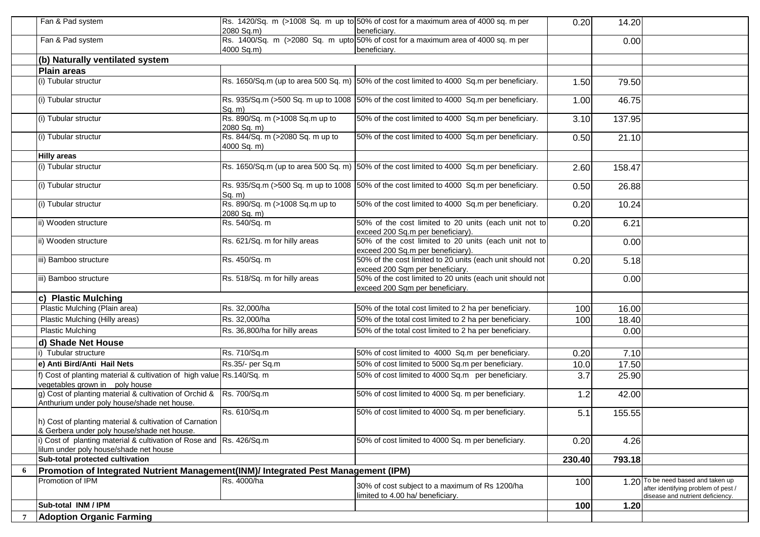| | | | | | | |
|---|---|---|---|---|---|---|
| | Fan & Pad system | Rs. 1420/Sq. m (>1008 Sq. m up to 2080 Sq.m) | 50% of cost for a maximum area of 4000 sq. m per beneficiary. | 0.20 | 14.20 | |
| | Fan & Pad system | Rs. 1400/Sq. m (>2080 Sq. m upto 4000 Sq.m) | 50% of cost for a maximum area of 4000 sq. m per beneficiary. | | 0.00 | |
| | **(b) Naturally ventilated system** | | | | | |
| | **Plain areas** | | | | | |
| | (i) Tubular structur | Rs. 1650/Sq.m (up to area 500 Sq. m) | 50% of the cost limited to 4000 Sq.m per beneficiary. | 1.50 | 79.50 | |
| | (i) Tubular structur | Rs. 935/Sq.m (>500 Sq. m up to 1008 Sq. m) | 50% of the cost limited to 4000 Sq.m per beneficiary. | 1.00 | 46.75 | |
| | (i) Tubular structur | Rs. 890/Sq. m (>1008 Sq.m up to 2080 Sq. m) | 50% of the cost limited to 4000 Sq.m per beneficiary. | 3.10 | 137.95 | |
| | (i) Tubular structur | Rs. 844/Sq. m (>2080 Sq. m up to 4000 Sq. m) | 50% of the cost limited to 4000 Sq.m per beneficiary. | 0.50 | 21.10 | |
| | **Hilly areas** | | | | | |
| | (i) Tubular structur | Rs. 1650/Sq.m (up to area 500 Sq. m) | 50% of the cost limited to 4000 Sq.m per beneficiary. | 2.60 | 158.47 | |
| | (i) Tubular structur | Rs. 935/Sq.m (>500 Sq. m up to 1008 Sq. m) | 50% of the cost limited to 4000 Sq.m per beneficiary. | 0.50 | 26.88 | |
| | (i) Tubular structur | Rs. 890/Sq. m (>1008 Sq.m up to 2080 Sq. m) | 50% of the cost limited to 4000 Sq.m per beneficiary. | 0.20 | 10.24 | |
| | ii) Wooden structure | Rs. 540/Sq. m | 50% of the cost limited to 20 units (each unit not to exceed 200 Sq.m per beneficiary). | 0.20 | 6.21 | |
| | ii) Wooden structure | Rs. 621/Sq. m for hilly areas | 50% of the cost limited to 20 units (each unit not to exceed 200 Sq.m per beneficiary). | | 0.00 | |
| | iii) Bamboo structure | Rs. 450/Sq. m | 50% of the cost limited to 20 units (each unit should not exceed 200 Sqm per beneficiary. | 0.20 | 5.18 | |
| | iii) Bamboo structure | Rs. 518/Sq. m for hilly areas | 50% of the cost limited to 20 units (each unit should not exceed 200 Sqm per beneficiary. | | 0.00 | |
| | **c) Plastic Mulching** | | | | | |
| | Plastic Mulching (Plain area) | Rs. 32,000/ha | 50% of the total cost limited to 2 ha per beneficiary. | 100 | 16.00 | |
| | Plastic Mulching (Hilly areas) | Rs. 32,000/ha | 50% of the total cost limited to 2 ha per beneficiary. | 100 | 18.40 | |
| | Plastic Mulching | Rs. 36,800/ha for hilly areas | 50% of the total cost limited to 2 ha per beneficiary. | | 0.00 | |
| | **d) Shade Net House** | | | | | |
| | i) Tubular structure | Rs. 710/Sq.m | 50% of cost limited to 4000 Sq.m per beneficiary. | 0.20 | 7.10 | |
| | **e) Anti Bird/Anti Hail Nets** | Rs.35/- per Sq.m | 50% of cost limited to 5000 Sq.m per beneficiary. | 10.0 | 17.50 | |
| | f) Cost of planting material & cultivation of high value vegetables grown in poly house | Rs.140/Sq. m | 50% of cost limited to 4000 Sq.m per beneficiary. | 3.7 | 25.90 | |
| | g) Cost of planting material & cultivation of Orchid & Anthurium under poly house/shade net house. | Rs. 700/Sq.m | 50% of cost limited to 4000 Sq. m per beneficiary. | 1.2 | 42.00 | |
| | h) Cost of planting material & cultivation of Carnation & Gerbera under poly house/shade net house. | Rs. 610/Sq.m | 50% of cost limited to 4000 Sq. m per beneficiary. | 5.1 | 155.55 | |
| | i) Cost of planting material & cultivation of Rose and lilum under poly house/shade net house | Rs. 426/Sq.m | 50% of cost limited to 4000 Sq. m per beneficiary. | 0.20 | 4.26 | |
| | **Sub-total protected cultivation** | | | **230.40** | **793.18** | |
| **6** | **Promotion of Integrated Nutrient Management(INM)/ Integrated Pest Management (IPM)** | | | | | |
| | Promotion of IPM | Rs. 4000/ha | 30% of cost subject to a maximum of Rs 1200/ha limited to 4.00 ha/ beneficiary. | 100 | 1.20 | To be need based and taken up after identifying problem of pest / disease and nutrient deficiency. |
| | **Sub-total INM / IPM** | | | **100** | **1.20** | |
| **7** | **Adoption Organic Farming** | | | | | |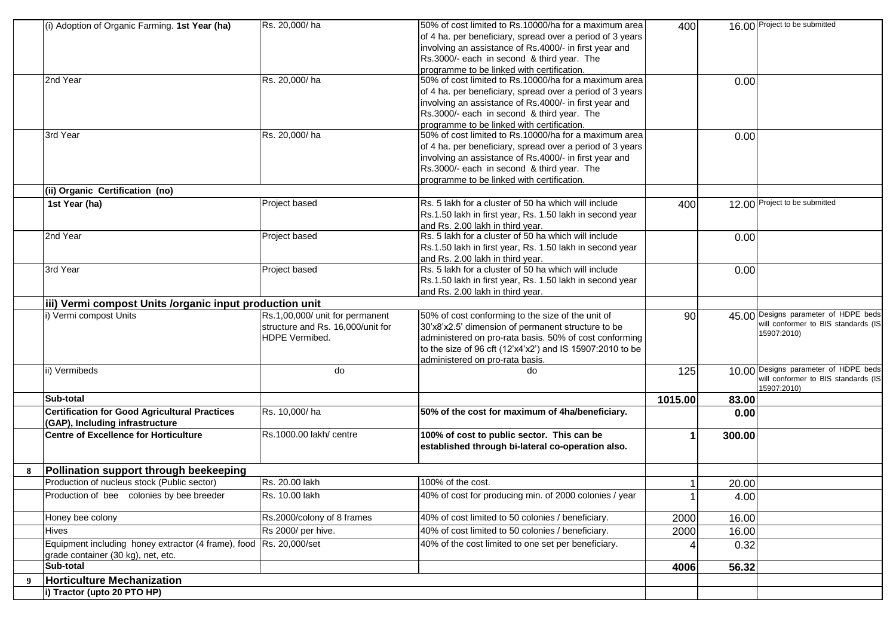| | | | | | | |
|---|---|---|---|---|---|---|
| | (i) Adoption of Organic Farming. **1st Year (ha)** | Rs. 20,000/ ha | 50% of cost limited to Rs.10000/ha for a maximum area of 4 ha. per beneficiary, spread over a period of 3 years involving an assistance of Rs.4000/- in first year and Rs.3000/- each in second & third year. The programme to be linked with certification. | 400 | 16.00 | Project to be submitted |
| | 2nd Year | Rs. 20,000/ ha | 50% of cost limited to Rs.10000/ha for a maximum area of 4 ha. per beneficiary, spread over a period of 3 years involving an assistance of Rs.4000/- in first year and Rs.3000/- each in second & third year. The programme to be linked with certification. | | 0.00 | |
| | 3rd Year | Rs. 20,000/ ha | 50% of cost limited to Rs.10000/ha for a maximum area of 4 ha. per beneficiary, spread over a period of 3 years involving an assistance of Rs.4000/- in first year and Rs.3000/- each in second & third year. The programme to be linked with certification. | | 0.00 | |
| | **(ii) Organic Certification (no)** | | | | | |
| | **1st Year (ha)** | Project based | Rs. 5 lakh for a cluster of 50 ha which will include Rs.1.50 lakh in first year, Rs. 1.50 lakh in second year and Rs. 2.00 lakh in third year. | 400 | 12.00 | Project to be submitted |
| | 2nd Year | Project based | Rs. 5 lakh for a cluster of 50 ha which will include Rs.1.50 lakh in first year, Rs. 1.50 lakh in second year and Rs. 2.00 lakh in third year. | | 0.00 | |
| | 3rd Year | Project based | Rs. 5 lakh for a cluster of 50 ha which will include Rs.1.50 lakh in first year, Rs. 1.50 lakh in second year and Rs. 2.00 lakh in third year. | | 0.00 | |
| | **iii) Vermi compost Units /organic input production unit** | | | | | |
| | i) Vermi compost Units | Rs.1,00,000/ unit for permanent structure and Rs. 16,000/unit for HDPE Vermibed. | 50% of cost conforming to the size of the unit of 30'x8'x2.5' dimension of permanent structure to be administered on pro-rata basis. 50% of cost conforming to the size of 96 cft (12'x4'x2') and IS 15907:2010 to be administered on pro-rata basis. | 90 | 45.00 | Designs parameter of HDPE beds will conformer to BIS standards (IS 15907:2010) |
| | ii) Vermibeds | do | do | 125 | 10.00 | Designs parameter of HDPE beds will conformer to BIS standards (IS 15907:2010) |
| | **Sub-total** | | | **1015.00** | **83.00** | |
| | **Certification for Good Agricultural Practices (GAP), Including infrastructure** | Rs. 10,000/ ha | **50% of the cost for maximum of 4ha/beneficiary.** | | **0.00** | |
| | **Centre of Excellence for Horticulture** | Rs.1000.00 lakh/ centre | **100% of cost to public sector. This can be established through bi-lateral co-operation also.** | **1** | **300.00** | |
| **8** | **Pollination support through beekeeping** | | | | | |
| | Production of nucleus stock (Public sector) | Rs. 20.00 lakh | 100% of the cost. | 1 | 20.00 | |
| | Production of bee colonies by bee breeder | Rs. 10.00 lakh | 40% of cost for producing min. of 2000 colonies / year | 1 | 4.00 | |
| | Honey bee colony | Rs.2000/colony of 8 frames | 40% of cost limited to 50 colonies / beneficiary. | 2000 | 16.00 | |
| | Hives | Rs 2000/ per hive. | 40% of cost limited to 50 colonies / beneficiary. | 2000 | 16.00 | |
| | Equipment including honey extractor (4 frame), food grade container (30 kg), net, etc. | Rs. 20,000/set | 40% of the cost limited to one set per beneficiary. | 4 | 0.32 | |
| | **Sub-total** | | | **4006** | **56.32** | |
| **9** | **Horticulture Mechanization** | | | | | |
| | **i) Tractor (upto 20 PTO HP)** | | | | | |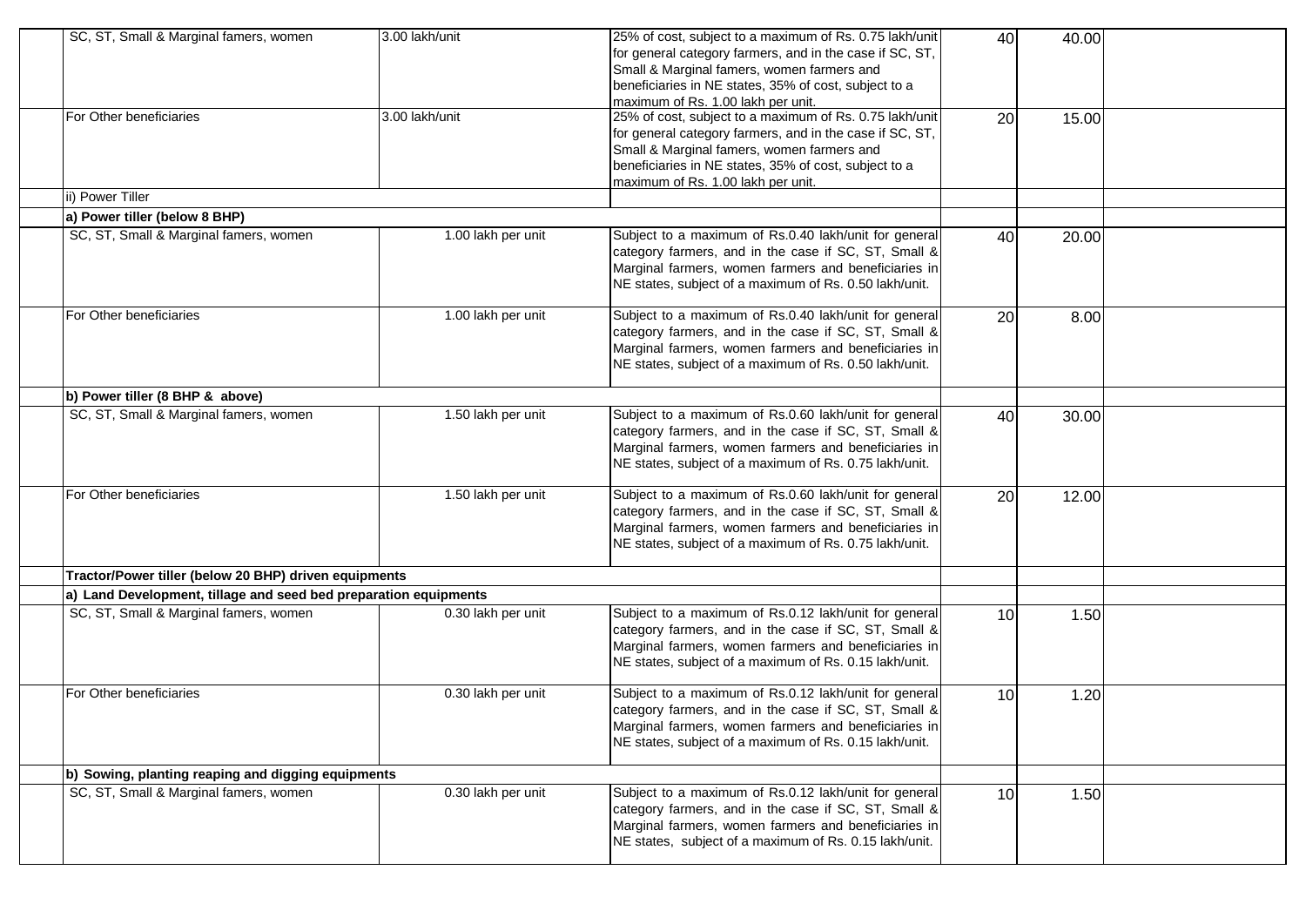| | | | | | | |
|---|---|---|---|---|---|---|
| | SC, ST, Small & Marginal famers, women | 3.00 lakh/unit | 25% of cost, subject to a maximum of Rs. 0.75 lakh/unit for general category farmers, and in the case if SC, ST, Small & Marginal famers, women farmers and beneficiaries in NE states, 35% of cost, subject to a maximum of Rs. 1.00 lakh per unit. | 40 | 40.00 | |
| | For Other beneficiaries | 3.00 lakh/unit | 25% of cost, subject to a maximum of Rs. 0.75 lakh/unit for general category farmers, and in the case if SC, ST, Small & Marginal famers, women farmers and beneficiaries in NE states, 35% of cost, subject to a maximum of Rs. 1.00 lakh per unit. | 20 | 15.00 | |
| | ii) Power Tiller | | | | | |
| | **a) Power tiller (below 8 BHP)** | | | | | |
| | SC, ST, Small & Marginal famers, women | 1.00 lakh per unit | Subject to a maximum of Rs.0.40 lakh/unit for general category farmers, and in the case if SC, ST, Small & Marginal farmers, women farmers and beneficiaries in NE states, subject of a maximum of Rs. 0.50 lakh/unit. | 40 | 20.00 | |
| | For Other beneficiaries | 1.00 lakh per unit | Subject to a maximum of Rs.0.40 lakh/unit for general category farmers, and in the case if SC, ST, Small & Marginal farmers, women farmers and beneficiaries in NE states, subject of a maximum of Rs. 0.50 lakh/unit. | 20 | 8.00 | |
| | **b) Power tiller (8 BHP & above)** | | | | | |
| | SC, ST, Small & Marginal famers, women | 1.50 lakh per unit | Subject to a maximum of Rs.0.60 lakh/unit for general category farmers, and in the case if SC, ST, Small & Marginal farmers, women farmers and beneficiaries in NE states, subject of a maximum of Rs. 0.75 lakh/unit. | 40 | 30.00 | |
| | For Other beneficiaries | 1.50 lakh per unit | Subject to a maximum of Rs.0.60 lakh/unit for general category farmers, and in the case if SC, ST, Small & Marginal farmers, women farmers and beneficiaries in NE states, subject of a maximum of Rs. 0.75 lakh/unit. | 20 | 12.00 | |
| | **Tractor/Power tiller (below 20 BHP) driven equipments** | | | | | |
| | **a) Land Development, tillage and seed bed preparation equipments** | | | | | |
| | SC, ST, Small & Marginal famers, women | 0.30 lakh per unit | Subject to a maximum of Rs.0.12 lakh/unit for general category farmers, and in the case if SC, ST, Small & Marginal farmers, women farmers and beneficiaries in NE states, subject of a maximum of Rs. 0.15 lakh/unit. | 10 | 1.50 | |
| | For Other beneficiaries | 0.30 lakh per unit | Subject to a maximum of Rs.0.12 lakh/unit for general category farmers, and in the case if SC, ST, Small & Marginal farmers, women farmers and beneficiaries in NE states, subject of a maximum of Rs. 0.15 lakh/unit. | 10 | 1.20 | |
| | **b) Sowing, planting reaping and digging equipments** | | | | | |
| | SC, ST, Small & Marginal famers, women | 0.30 lakh per unit | Subject to a maximum of Rs.0.12 lakh/unit for general category farmers, and in the case if SC, ST, Small & Marginal farmers, women farmers and beneficiaries in NE states, subject of a maximum of Rs. 0.15 lakh/unit. | 10 | 1.50 | |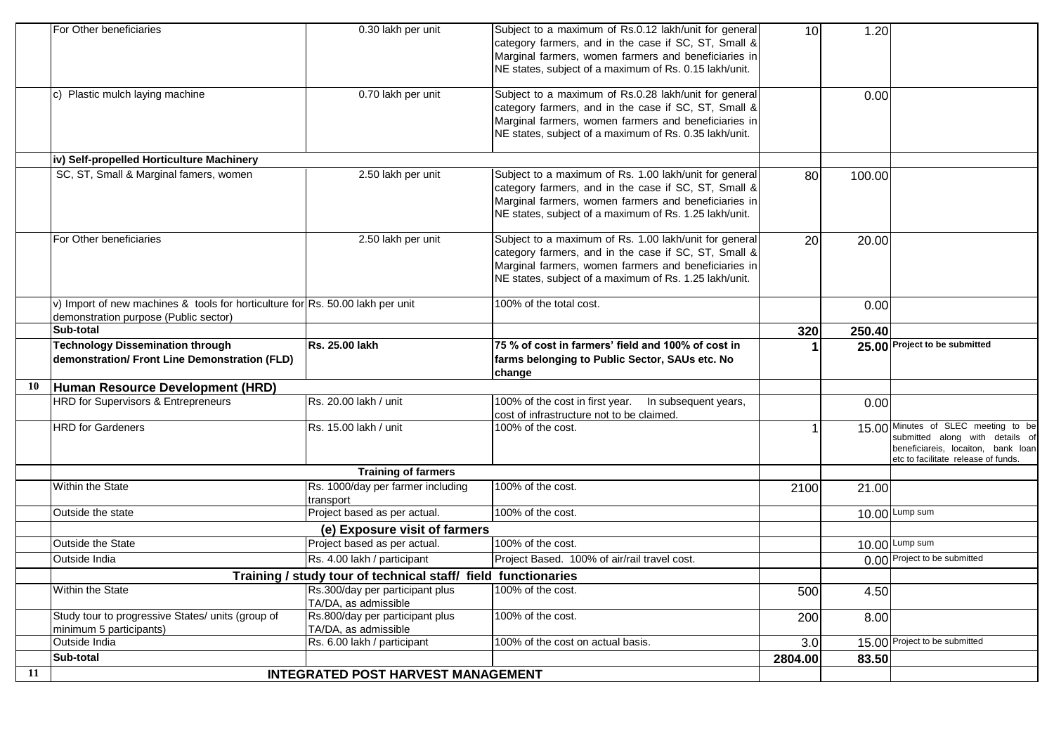| | | | | | | |
|---|---|---|---|---|---|---|
| | For Other beneficiaries | 0.30 lakh per unit | Subject to a maximum of Rs.0.12 lakh/unit for general category farmers, and in the case if SC, ST, Small & Marginal farmers, women farmers and beneficiaries in NE states, subject of a maximum of Rs. 0.15 lakh/unit. | 10 | 1.20 | |
| | c) Plastic mulch laying machine | 0.70 lakh per unit | Subject to a maximum of Rs.0.28 lakh/unit for general category farmers, and in the case if SC, ST, Small & Marginal farmers, women farmers and beneficiaries in NE states, subject of a maximum of Rs. 0.35 lakh/unit. | | 0.00 | |
| | **iv) Self-propelled Horticulture Machinery** | | | | | |
| | SC, ST, Small & Marginal famers, women | 2.50 lakh per unit | Subject to a maximum of Rs. 1.00 lakh/unit for general category farmers, and in the case if SC, ST, Small & Marginal farmers, women farmers and beneficiaries in NE states, subject of a maximum of Rs. 1.25 lakh/unit. | 80 | 100.00 | |
| | For Other beneficiaries | 2.50 lakh per unit | Subject to a maximum of Rs. 1.00 lakh/unit for general category farmers, and in the case if SC, ST, Small & Marginal farmers, women farmers and beneficiaries in NE states, subject of a maximum of Rs. 1.25 lakh/unit. | 20 | 20.00 | |
| | v) Import of new machines & tools for horticulture for demonstration purpose (Public sector) | Rs. 50.00 lakh per unit | 100% of the total cost. | | 0.00 | |
| | **Sub-total** | | | **320** | **250.40** | |
| | **Technology Dissemination through demonstration/ Front Line Demonstration (FLD)** | **Rs. 25.00 lakh** | **75 % of cost in farmers' field and 100% of cost in farms belonging to Public Sector, SAUs etc. No change** | **1** | **25.00** | **Project to be submitted** |
| **10** | **Human Resource Development (HRD)** | | | | | |
| | HRD for Supervisors & Entrepreneurs | Rs. 20.00 lakh / unit | 100% of the cost in first year. In subsequent years, cost of infrastructure not to be claimed. | | 0.00 | |
| | HRD for Gardeners | Rs. 15.00 lakh / unit | 100% of the cost. | 1 | 15.00 | Minutes of SLEC meeting to be submitted along with details of beneficiareis, locaiton, bank loan etc to facilitate release of funds. |
| | | **Training of farmers** | | | | |
| | Within the State | Rs. 1000/day per farmer including transport | 100% of the cost. | 2100 | 21.00 | |
| | Outside the state | Project based as per actual. | 100% of the cost. | | 10.00 | Lump sum |
| | | **(e) Exposure visit of farmers** | | | | |
| | Outside the State | Project based as per actual. | 100% of the cost. | | 10.00 | Lump sum |
| | Outside India | Rs. 4.00 lakh / participant | Project Based. 100% of air/rail travel cost. | | 0.00 | Project to be submitted |
| | | **Training / study tour of technical staff/ field functionaries** | | | | |
| | Within the State | Rs.300/day per participant plus TA/DA, as admissible | 100% of the cost. | 500 | 4.50 | |
| | Study tour to progressive States/ units (group of minimum 5 participants) | Rs.800/day per participant plus TA/DA, as admissible | 100% of the cost. | 200 | 8.00 | |
| | Outside India | Rs. 6.00 lakh / participant | 100% of the cost on actual basis. | 3.0 | 15.00 | Project to be submitted |
| | **Sub-total** | | | **2804.00** | **83.50** | |
| **11** | | **INTEGRATED POST HARVEST MANAGEMENT** | | | | |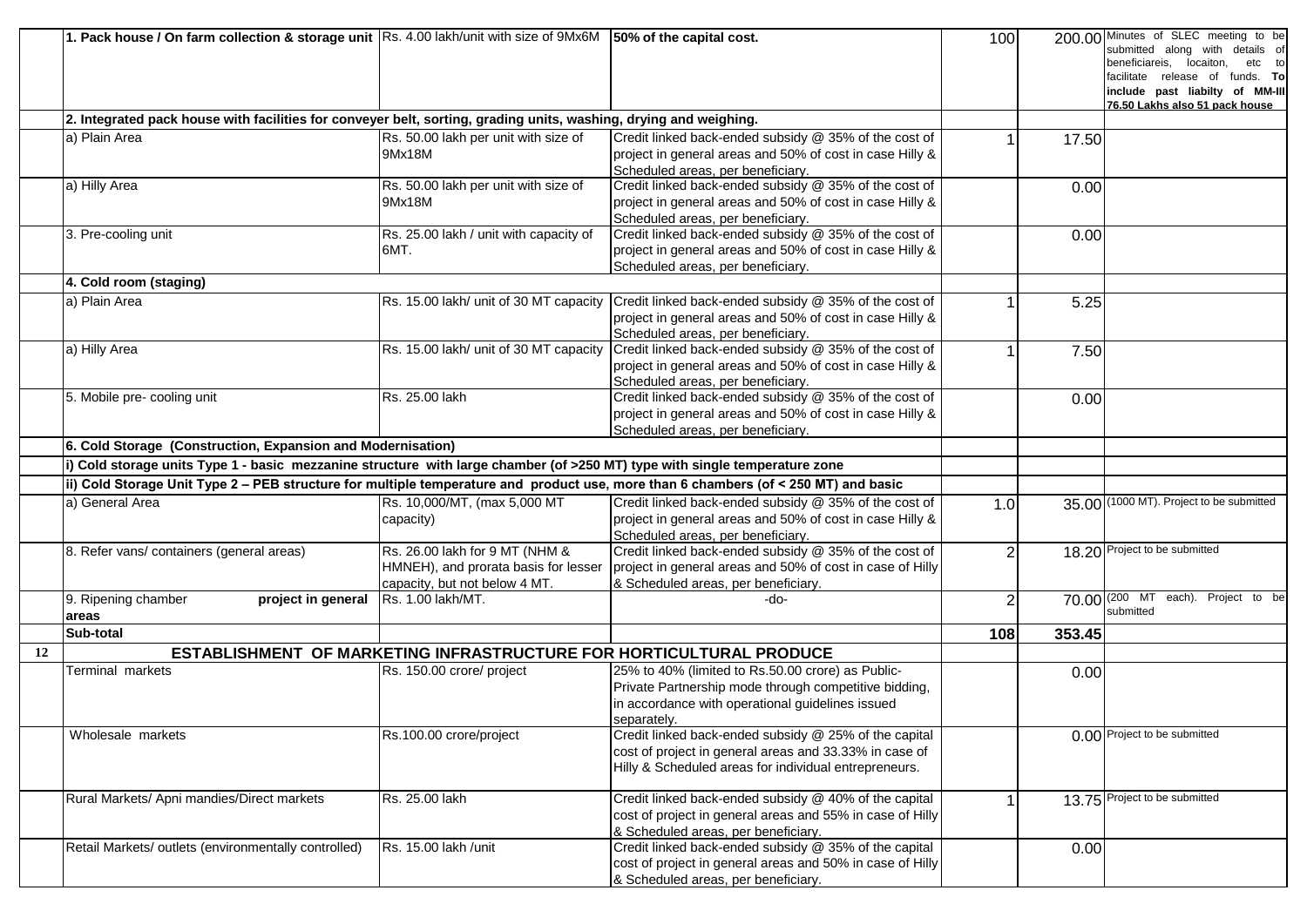| | | | | | | |
|---|---|---|---|---|---|---|
| | **1. Pack house / On farm collection & storage unit** | Rs. 4.00 lakh/unit with size of 9Mx6M | **50% of the capital cost.** | 100 | 200.00 | Minutes of SLEC meeting to be submitted along with details of beneficiareis, locaiton, etc to facilitate release of funds. **To include past liabilty of MM-III 76.50 Lakhs also 51 pack house** |
| | **2. Integrated pack house with facilities for conveyer belt, sorting, grading units, washing, drying and weighing.** | | | | | |
| | a) Plain Area | Rs. 50.00 lakh per unit with size of 9Mx18M | Credit linked back-ended subsidy @ 35% of the cost of project in general areas and 50% of cost in case Hilly & Scheduled areas, per beneficiary. | 1 | 17.50 | |
| | a) Hilly Area | Rs. 50.00 lakh per unit with size of 9Mx18M | Credit linked back-ended subsidy @ 35% of the cost of project in general areas and 50% of cost in case Hilly & Scheduled areas, per beneficiary. | | 0.00 | |
| | 3. Pre-cooling unit | Rs. 25.00 lakh / unit with capacity of 6MT. | Credit linked back-ended subsidy @ 35% of the cost of project in general areas and 50% of cost in case Hilly & Scheduled areas, per beneficiary. | | 0.00 | |
| | **4. Cold room (staging)** | | | | | |
| | a) Plain Area | Rs. 15.00 lakh/ unit of 30 MT capacity | Credit linked back-ended subsidy @ 35% of the cost of project in general areas and 50% of cost in case Hilly & Scheduled areas, per beneficiary. | 1 | 5.25 | |
| | a) Hilly Area | Rs. 15.00 lakh/ unit of 30 MT capacity | Credit linked back-ended subsidy @ 35% of the cost of project in general areas and 50% of cost in case Hilly & Scheduled areas, per beneficiary. | 1 | 7.50 | |
| | 5. Mobile pre- cooling unit | Rs. 25.00 lakh | Credit linked back-ended subsidy @ 35% of the cost of project in general areas and 50% of cost in case Hilly & Scheduled areas, per beneficiary. | | 0.00 | |
| | **6. Cold Storage (Construction, Expansion and Modernisation)** | | | | | |
| | **i) Cold storage units Type 1 - basic mezzanine structure with large chamber (of >250 MT) type with single temperature zone** | | | | | |
| | **ii) Cold Storage Unit Type 2 – PEB structure for multiple temperature and product use, more than 6 chambers (of < 250 MT) and basic** | | | | | |
| | a) General Area | Rs. 10,000/MT, (max 5,000 MT capacity) | Credit linked back-ended subsidy @ 35% of the cost of project in general areas and 50% of cost in case Hilly & Scheduled areas, per beneficiary. | 1.0 | 35.00 | (1000 MT). Project to be submitted |
| | 8. Refer vans/ containers (general areas) | Rs. 26.00 lakh for 9 MT (NHM & HMNEH), and prorata basis for lesser capacity, but not below 4 MT. | Credit linked back-ended subsidy @ 35% of the cost of project in general areas and 50% of cost in case of Hilly & Scheduled areas, per beneficiary. | 2 | 18.20 | Project to be submitted |
| | 9. Ripening chamber **project in general areas** | Rs. 1.00 lakh/MT. | -do- | 2 | 70.00 | (200 MT each). Project to be submitted |
| | **Sub-total** | | | **108** | **353.45** | |
| **12** | **ESTABLISHMENT OF MARKETING INFRASTRUCTURE FOR HORTICULTURAL PRODUCE** | | | | | |
| | Terminal markets | Rs. 150.00 crore/ project | 25% to 40% (limited to Rs.50.00 crore) as Public-Private Partnership mode through competitive bidding, in accordance with operational guidelines issued separately. | | 0.00 | |
| | Wholesale markets | Rs.100.00 crore/project | Credit linked back-ended subsidy @ 25% of the capital cost of project in general areas and 33.33% in case of Hilly & Scheduled areas for individual entrepreneurs. | | 0.00 | Project to be submitted |
| | Rural Markets/ Apni mandies/Direct markets | Rs. 25.00 lakh | Credit linked back-ended subsidy @ 40% of the capital cost of project in general areas and 55% in case of Hilly & Scheduled areas, per beneficiary. | 1 | 13.75 | Project to be submitted |
| | Retail Markets/ outlets (environmentally controlled) | Rs. 15.00 lakh /unit | Credit linked back-ended subsidy @ 35% of the capital cost of project in general areas and 50% in case of Hilly & Scheduled areas, per beneficiary. | | 0.00 | |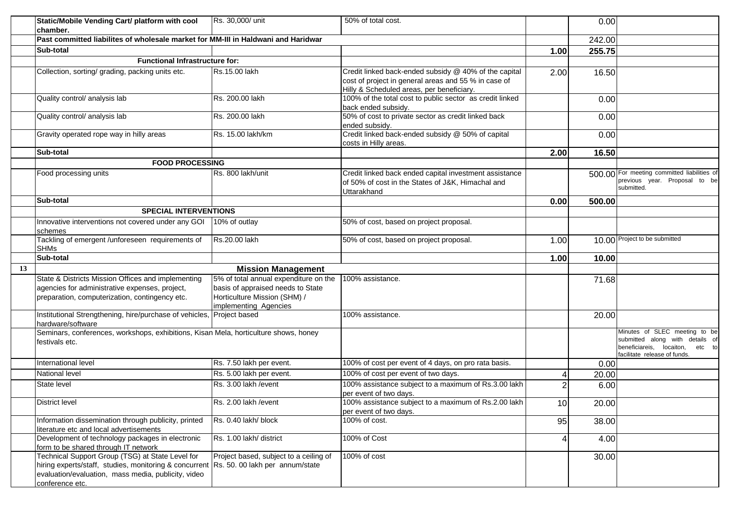| | | | | | | |
|---|---|---|---|---|---|---|
| | **Static/Mobile Vending Cart/ platform with cool chamber.** | Rs. 30,000/ unit | 50% of total cost. | | 0.00 | |
| | **Past committed liabilites of wholesale market for MM-III in Haldwani and Haridwar** | | | | 242.00 | |
| | **Sub-total** | | | **1.00** | **255.75** | |
| | **Functional Infrastructure for:** | | | | | |
| | Collection, sorting/ grading, packing units etc. | Rs.15.00 lakh | Credit linked back-ended subsidy @ 40% of the capital cost of project in general areas and 55 % in case of Hilly & Scheduled areas, per beneficiary. | 2.00 | 16.50 | |
| | Quality control/ analysis lab | Rs. 200.00 lakh | 100% of the total cost to public sector as credit linked back ended subsidy. | | 0.00 | |
| | Quality control/ analysis lab | Rs. 200.00 lakh | 50% of cost to private sector as credit linked back ended subsidy. | | 0.00 | |
| | Gravity operated rope way in hilly areas | Rs. 15.00 lakh/km | Credit linked back-ended subsidy @ 50% of capital costs in Hilly areas. | | 0.00 | |
| | **Sub-total** | | | **2.00** | **16.50** | |
| | **FOOD PROCESSING** | | | | | |
| | Food processing units | Rs. 800 lakh/unit | Credit linked back ended capital investment assistance of 50% of cost in the States of J&K, Himachal and Uttarakhand | | 500.00 | For meeting committed liabilities of previous year. Proposal to be submitted. |
| | **Sub-total** | | | **0.00** | **500.00** | |
| | **SPECIAL INTERVENTIONS** | | | | | |
| | Innovative interventions not covered under any GOI schemes | 10% of outlay | 50% of cost, based on project proposal. | | | |
| | Tackling of emergent /unforeseen requirements of SHMs | Rs.20.00 lakh | 50% of cost, based on project proposal. | 1.00 | 10.00 | Project to be submitted |
| | **Sub-total** | | | **1.00** | **10.00** | |
| **13** | **Mission Management** | | | | | |
| | State & Districts Mission Offices and implementing agencies for administrative expenses, project, preparation, computerization, contingency etc. | 5% of total annual expenditure on the basis of appraised needs to State Horticulture Mission (SHM) / implementing Agencies | 100% assistance. | | 71.68 | |
| | Institutional Strengthening, hire/purchase of vehicles, hardware/software | Project based | 100% assistance. | | 20.00 | |
| | Seminars, conferences, workshops, exhibitions, Kisan Mela, horticulture shows, honey festivals etc. | | | | | Minutes of SLEC meeting to be submitted along with details of beneficiareis, locaiton, etc to facilitate release of funds. |
| | International level | Rs. 7.50 lakh per event. | 100% of cost per event of 4 days, on pro rata basis. | | 0.00 | |
| | National level | Rs. 5.00 lakh per event. | 100% of cost per event of two days. | 4 | 20.00 | |
| | State level | Rs. 3.00 lakh /event | 100% assistance subject to a maximum of Rs.3.00 lakh per event of two days. | 2 | 6.00 | |
| | District level | Rs. 2.00 lakh /event | 100% assistance subject to a maximum of Rs.2.00 lakh per event of two days. | 10 | 20.00 | |
| | Information dissemination through publicity, printed literature etc and local advertisements | Rs. 0.40 lakh/ block | 100% of cost. | 95 | 38.00 | |
| | Development of technology packages in electronic form to be shared through IT network | Rs. 1.00 lakh/ district | 100% of Cost | 4 | 4.00 | |
| | Technical Support Group (TSG) at State Level for hiring experts/staff, studies, monitoring & concurrent evaluation/evaluation, mass media, publicity, video conference etc. | Project based, subject to a ceiling of Rs. 50. 00 lakh per annum/state | 100% of cost | | 30.00 | |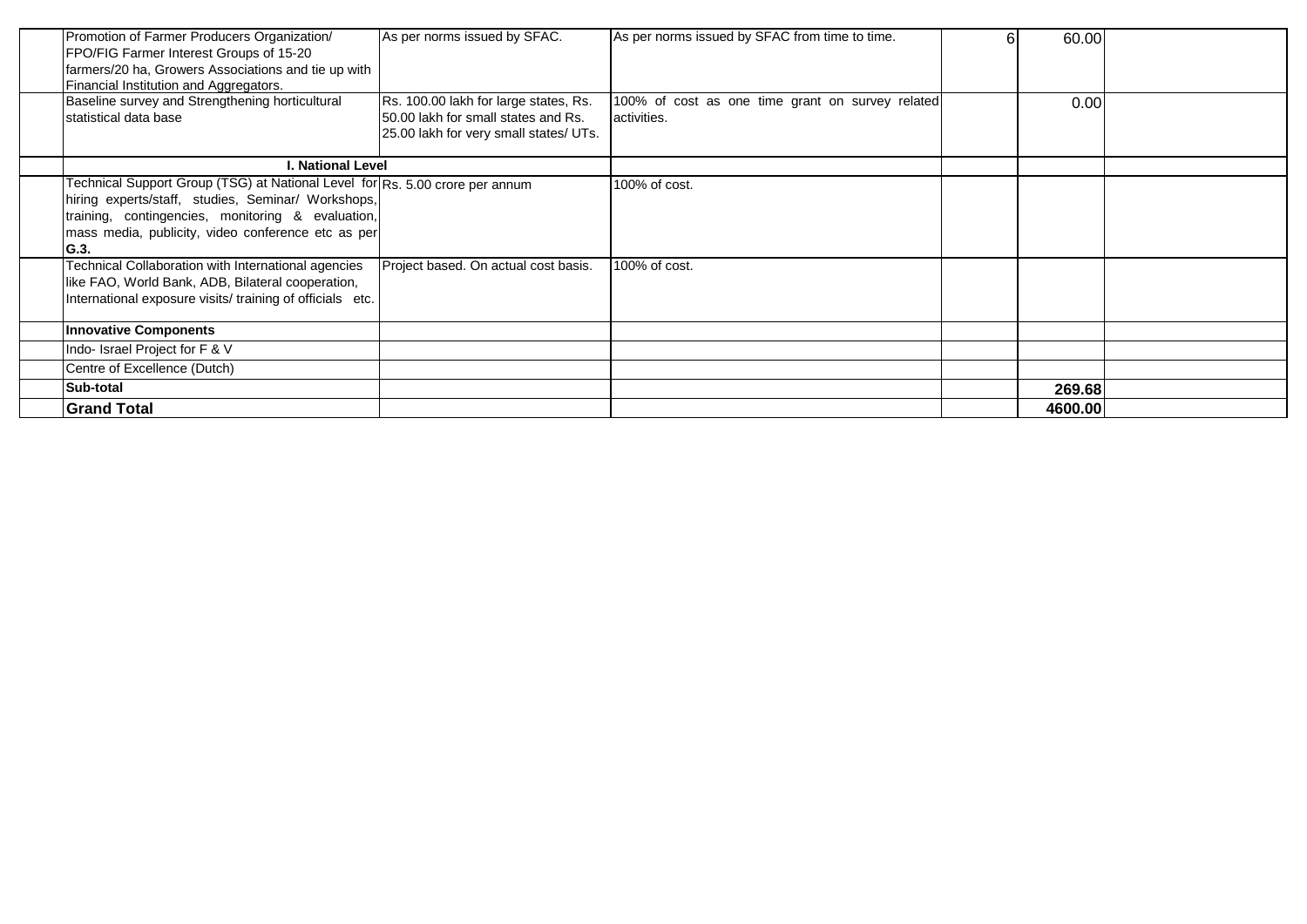| | | | | | | |
|---|---|---|---|---|---|---|
| | Promotion of Farmer Producers Organization/ FPO/FIG Farmer Interest Groups of 15-20 farmers/20 ha, Growers Associations and tie up with Financial Institution and Aggregators. | As per norms issued by SFAC. | As per norms issued by SFAC from time to time. | 6 | 60.00 | |
| | Baseline survey and Strengthening horticultural statistical data base | Rs. 100.00 lakh for large states, Rs. 50.00 lakh for small states and Rs. 25.00 lakh for very small states/ UTs. | 100% of cost as one time grant on survey related activities. | | 0.00 | |
| | **I. National Level** | | | | | |
| | Technical Support Group (TSG) at National Level for hiring experts/staff, studies, Seminar/ Workshops, training, contingencies, monitoring & evaluation, mass media, publicity, video conference etc as per **G.3.** | Rs. 5.00 crore per annum | 100% of cost. | | | |
| | Technical Collaboration with International agencies like FAO, World Bank, ADB, Bilateral cooperation, International exposure visits/ training of officials etc. | Project based. On actual cost basis. | 100% of cost. | | | |
| | **Innovative Components** | | | | | |
| | Indo- Israel Project for F & V | | | | | |
| | Centre of Excellence (Dutch) | | | | | |
| | **Sub-total** | | | | **269.68** | |
| | **Grand Total** | | | | **4600.00** | |